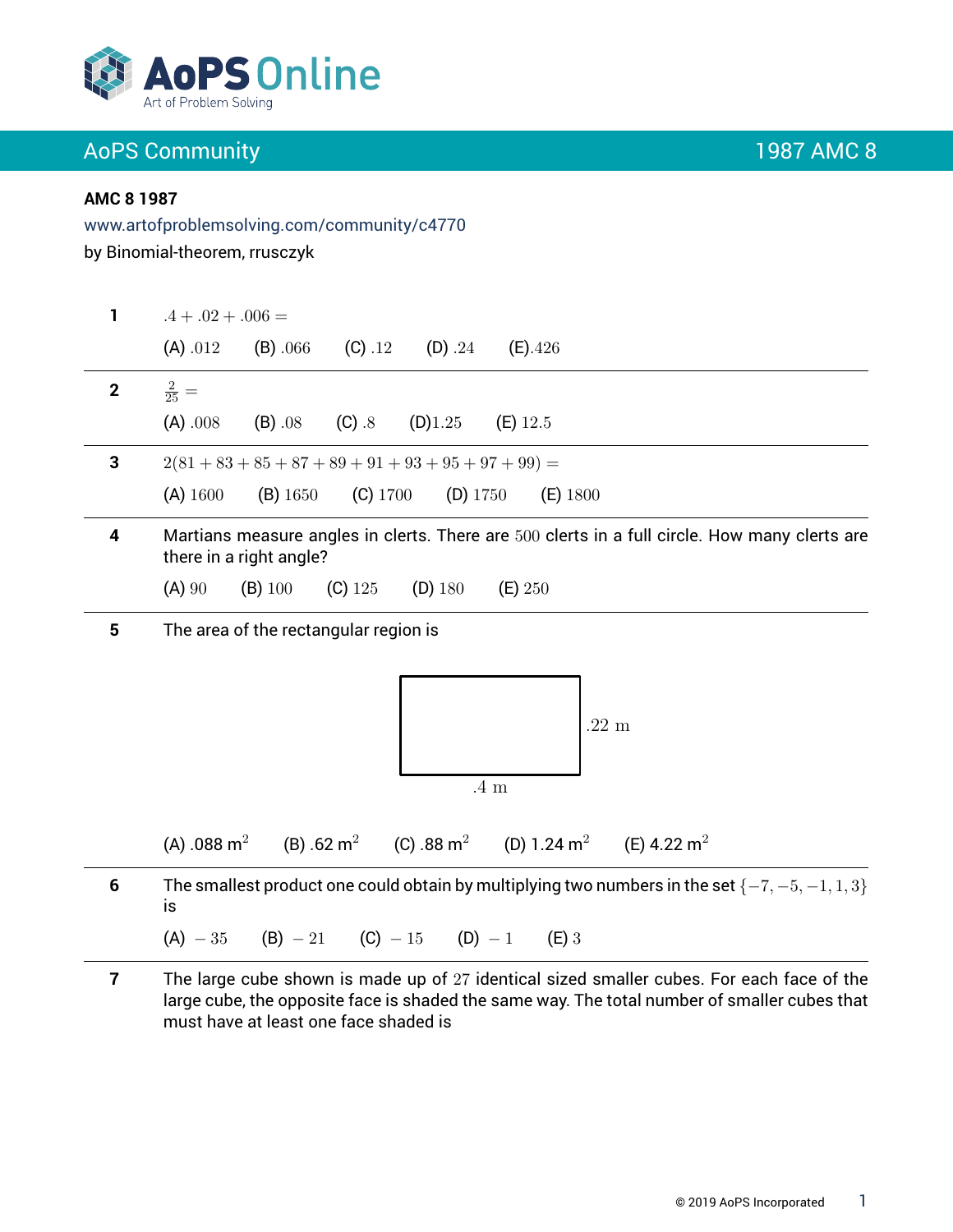AoPS Community — 1987 AMC 8

**AMC 8 1987**

www.artofproblemsolving.com/community/c4770

by Binomial-theorem, rrusczyk

---

**1** $.4 + .02 + .006 =$

(A) $.012$ (B) $.066$ (C) $.12$ (D) $.24$ (E) $.426$

---

**2** $\frac{2}{25} =$

(A) $.008$ (B) $.08$ (C) $.8$ (D) $1.25$ (E) $12.5$

---

**3** $2(81 + 83 + 85 + 87 + 89 + 91 + 93 + 95 + 97 + 99) =$

(A) $1600$ (B) $1650$ (C) $1700$ (D) $1750$ (E) $1800$

---

**4** Martians measure angles in clerts. There are $500$ clerts in a full circle. How many clerts are there in a right angle?

(A) $90$ (B) $100$ (C) $125$ (D) $180$ (E) $250$

---

**5** The area of the rectangular region is

(Rectangle with sides $.22$ m and $.4$ m)

(A) $.088\ \text{m}^2$ (B) $.62\ \text{m}^2$ (C) $.88\ \text{m}^2$ (D) $1.24\ \text{m}^2$ (E) $4.22\ \text{m}^2$

---

**6** The smallest product one could obtain by multiplying two numbers in the set $\{-7, -5, -1, 1, 3\}$ is

(A) $-35$ (B) $-21$ (C) $-15$ (D) $-1$ (E) $3$

---

**7** The large cube shown is made up of $27$ identical sized smaller cubes. For each face of the large cube, the opposite face is shaded the same way. The total number of smaller cubes that must have at least one face shaded is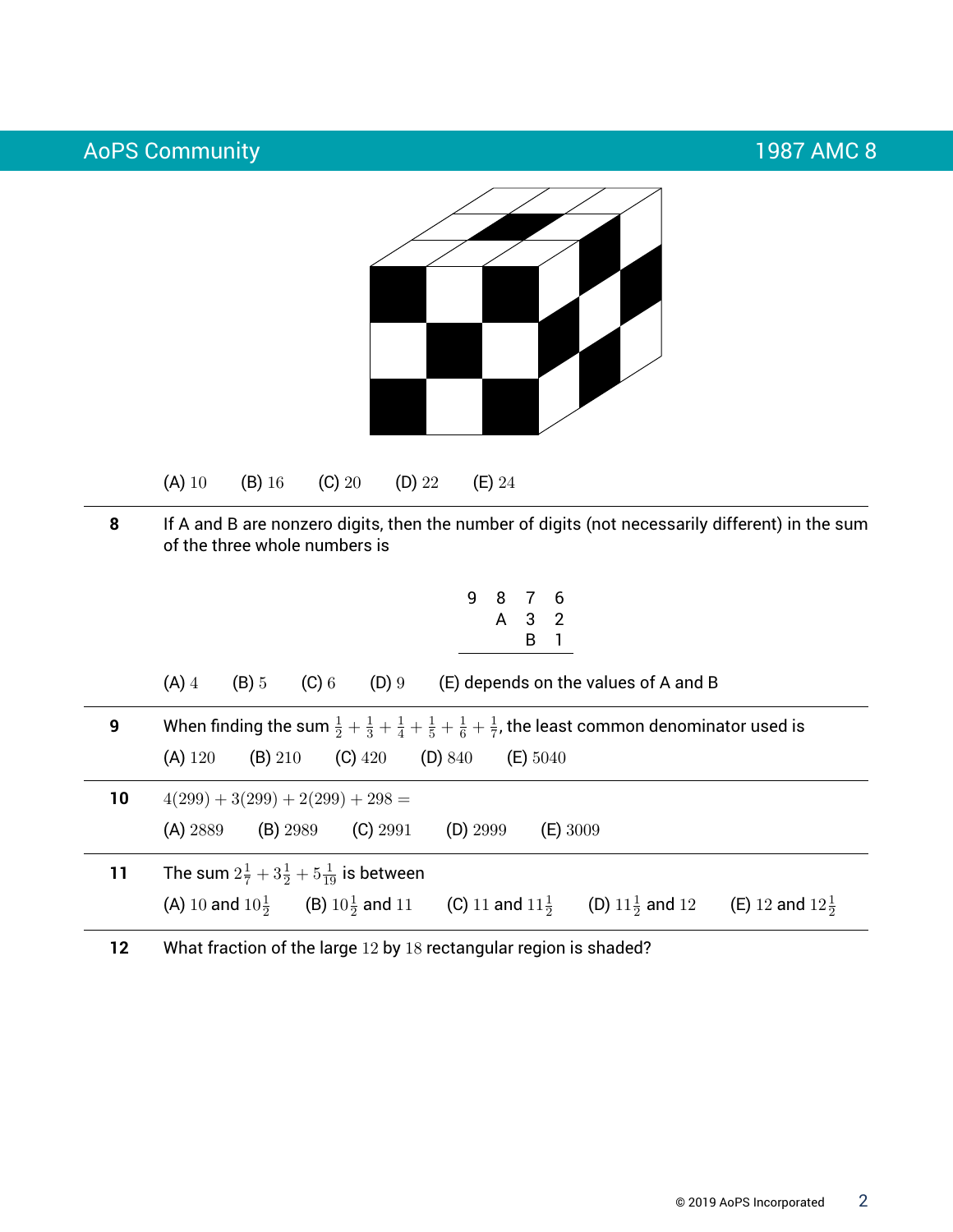(A) $10$ (B) $16$ (C) $20$ (D) $22$ (E) $24$

---

**8** If A and B are nonzero digits, then the number of digits (not necessarily different) in the sum of the three whole numbers is

```
9 8 7 6
  A 3 2
    B 1
```

(A) $4$ (B) $5$ (C) $6$ (D) $9$ (E) depends on the values of A and B

---

**9** When finding the sum $\frac{1}{2}+\frac{1}{3}+\frac{1}{4}+\frac{1}{5}+\frac{1}{6}+\frac{1}{7}$, the least common denominator used is

(A) $120$ (B) $210$ (C) $420$ (D) $840$ (E) $5040$

---

**10** $4(299)+3(299)+2(299)+298=$

(A) $2889$ (B) $2989$ (C) $2991$ (D) $2999$ (E) $3009$

---

**11** The sum $2\frac{1}{7}+3\frac{1}{2}+5\frac{1}{19}$ is between

(A) $10$ and $10\frac{1}{2}$ (B) $10\frac{1}{2}$ and $11$ (C) $11$ and $11\frac{1}{2}$ (D) $11\frac{1}{2}$ and $12$ (E) $12$ and $12\frac{1}{2}$

---

**12** What fraction of the large $12$ by $18$ rectangular region is shaded?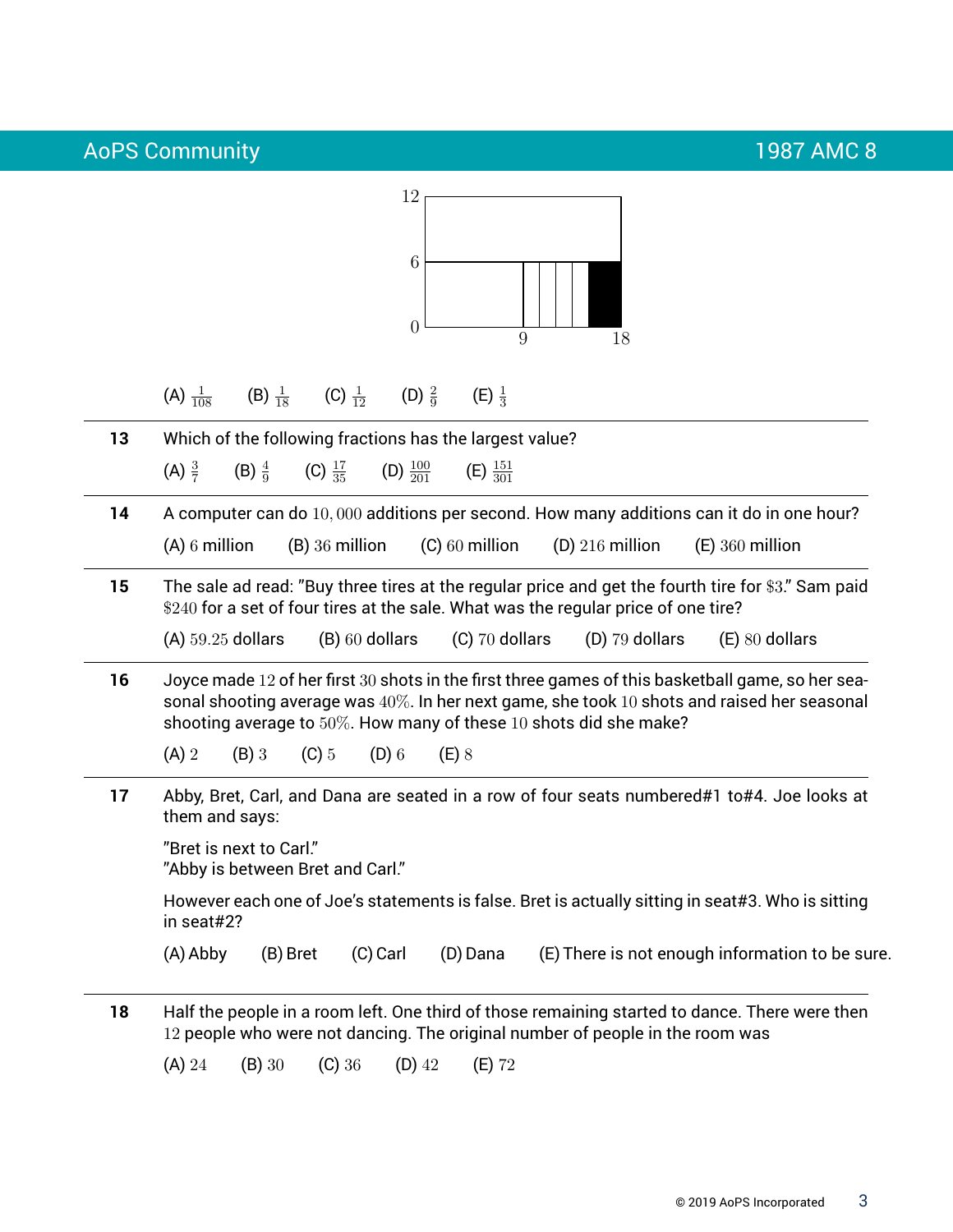(A) $\frac{1}{108}$ (B) $\frac{1}{18}$ (C) $\frac{1}{12}$ (D) $\frac{2}{9}$ (E) $\frac{1}{3}$

---

**13** Which of the following fractions has the largest value?

(A) $\frac{3}{7}$ (B) $\frac{4}{9}$ (C) $\frac{17}{35}$ (D) $\frac{100}{201}$ (E) $\frac{151}{301}$

---

**14** A computer can do $10,000$ additions per second. How many additions can it do in one hour?

(A) $6$ million (B) $36$ million (C) $60$ million (D) $216$ million (E) $360$ million

---

**15** The sale ad read: "Buy three tires at the regular price and get the fourth tire for $\$3$." Sam paid $\$240$ for a set of four tires at the sale. What was the regular price of one tire?

(A) $59.25$ dollars (B) $60$ dollars (C) $70$ dollars (D) $79$ dollars (E) $80$ dollars

---

**16** Joyce made $12$ of her first $30$ shots in the first three games of this basketball game, so her seasonal shooting average was $40\%$. In her next game, she took $10$ shots and raised her seasonal shooting average to $50\%$. How many of these $10$ shots did she make?

(A) $2$ (B) $3$ (C) $5$ (D) $6$ (E) $8$

---

**17** Abby, Bret, Carl, and Dana are seated in a row of four seats numbered#1 to#4. Joe looks at them and says:

"Bret is next to Carl."
"Abby is between Bret and Carl."

However each one of Joe's statements is false. Bret is actually sitting in seat#3. Who is sitting in seat#2?

(A) Abby (B) Bret (C) Carl (D) Dana (E) There is not enough information to be sure.

---

**18** Half the people in a room left. One third of those remaining started to dance. There were then $12$ people who were not dancing. The original number of people in the room was

(A) $24$ (B) $30$ (C) $36$ (D) $42$ (E) $72$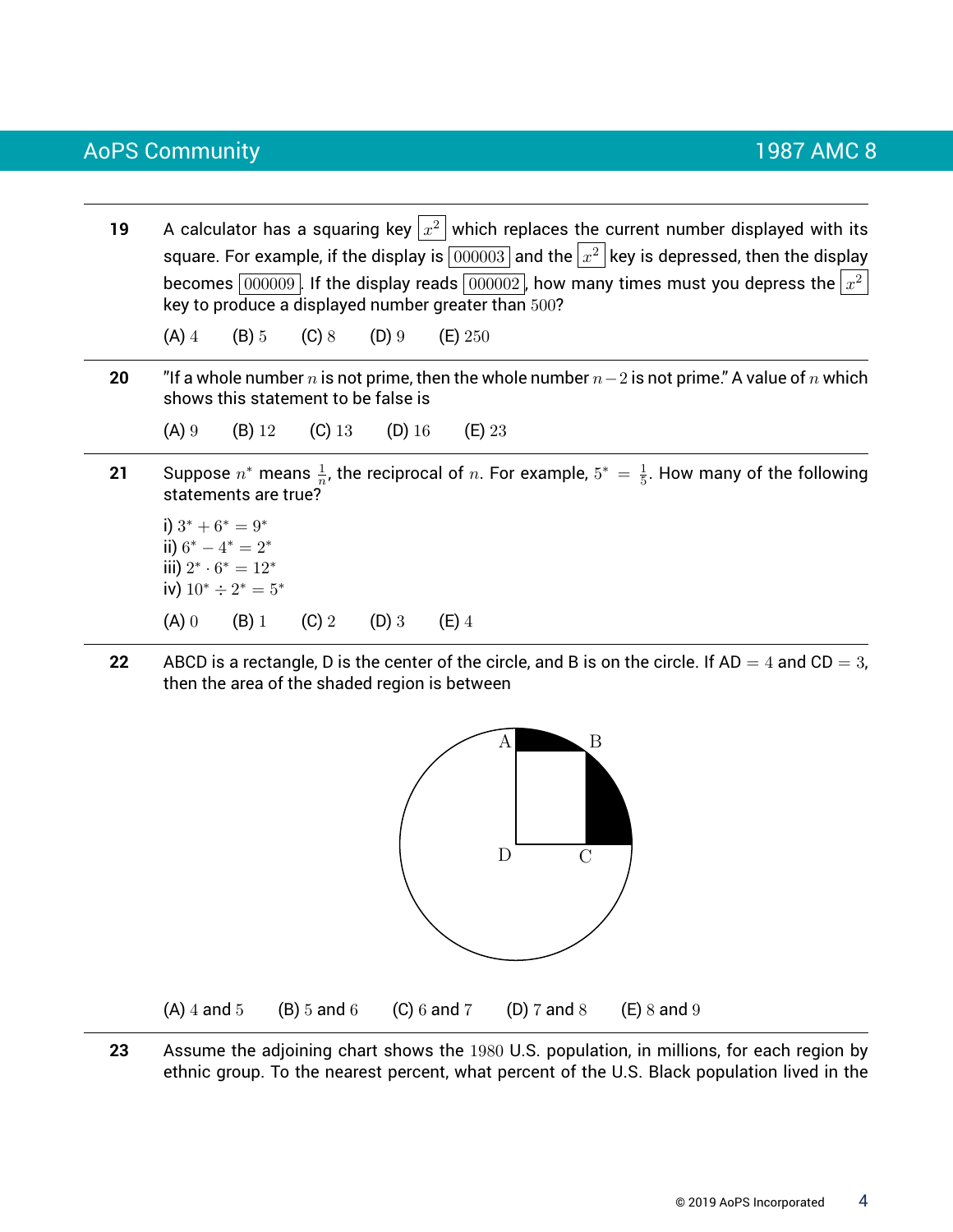**19** A calculator has a squaring key $\boxed{x^2}$ which replaces the current number displayed with its square. For example, if the display is $\boxed{000003}$ and the $\boxed{x^2}$ key is depressed, then the display becomes $\boxed{000009}$. If the display reads $\boxed{000002}$, how many times must you depress the $\boxed{x^2}$ key to produce a displayed number greater than $500$?

(A) $4$ (B) $5$ (C) $8$ (D) $9$ (E) $250$

---

**20** "If a whole number $n$ is not prime, then the whole number $n-2$ is not prime." A value of $n$ which shows this statement to be false is

(A) $9$ (B) $12$ (C) $13$ (D) $16$ (E) $23$

---

**21** Suppose $n^*$ means $\frac{1}{n}$, the reciprocal of $n$. For example, $5^* = \frac{1}{5}$. How many of the following statements are true?

i) $3^* + 6^* = 9^*$
ii) $6^* - 4^* = 2^*$
iii) $2^* \cdot 6^* = 12^*$
iv) $10^* \div 2^* = 5^*$

(A) $0$ (B) $1$ (C) $2$ (D) $3$ (E) $4$

---

**22** ABCD is a rectangle, D is the center of the circle, and B is on the circle. If AD $= 4$ and CD $= 3$, then the area of the shaded region is between

(A) $4$ and $5$ (B) $5$ and $6$ (C) $6$ and $7$ (D) $7$ and $8$ (E) $8$ and $9$

---

**23** Assume the adjoining chart shows the $1980$ U.S. population, in millions, for each region by ethnic group. To the nearest percent, what percent of the U.S. Black population lived in the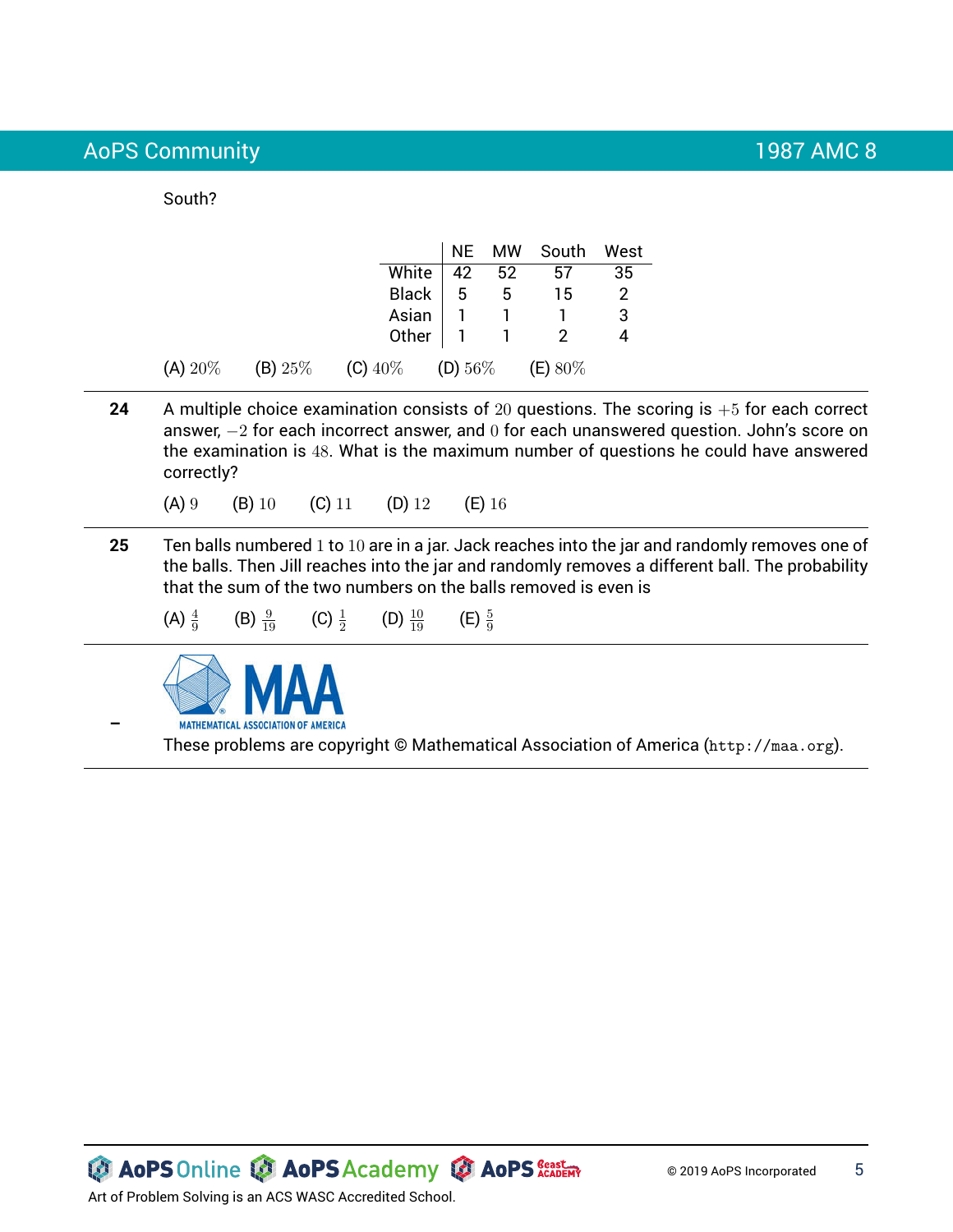South?

| | NE | MW | South | West |
|---|---|---|---|---|
| White | 42 | 52 | 57 | 35 |
| Black | 5 | 5 | 15 | 2 |
| Asian | 1 | 1 | 1 | 3 |
| Other | 1 | 1 | 2 | 4 |

(A) $20\%$ (B) $25\%$ (C) $40\%$ (D) $56\%$ (E) $80\%$

---

**24** A multiple choice examination consists of $20$ questions. The scoring is $+5$ for each correct answer, $-2$ for each incorrect answer, and $0$ for each unanswered question. John's score on the examination is $48$. What is the maximum number of questions he could have answered correctly?

(A) $9$ (B) $10$ (C) $11$ (D) $12$ (E) $16$

---

**25** Ten balls numbered $1$ to $10$ are in a jar. Jack reaches into the jar and randomly removes one of the balls. Then Jill reaches into the jar and randomly removes a different ball. The probability that the sum of the two numbers on the balls removed is even is

(A) $\frac{4}{9}$ (B) $\frac{9}{19}$ (C) $\frac{1}{2}$ (D) $\frac{10}{19}$ (E) $\frac{5}{9}$

---

**–** MAA — MATHEMATICAL ASSOCIATION OF AMERICA

These problems are copyright © Mathematical Association of America (http://maa.org).